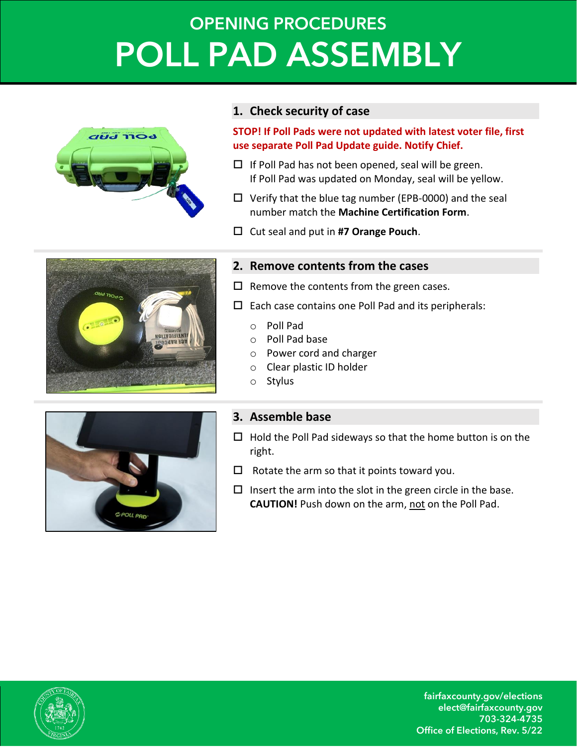# OPENING PROCEDURES
# POLL PAD ASSEMBLY

## 1. Check security of case

**STOP! If Poll Pads were not updated with latest voter file, first use separate Poll Pad Update guide. Notify Chief.**

- ☐ If Poll Pad has not been opened, seal will be green.
  If Poll Pad was updated on Monday, seal will be yellow.
- ☐ Verify that the blue tag number (EPB-0000) and the seal number match the **Machine Certification Form**.
- ☐ Cut seal and put in **#7 Orange Pouch**.

## 2. Remove contents from the cases

- ☐ Remove the contents from the green cases.
- ☐ Each case contains one Poll Pad and its peripherals:
  - Poll Pad
  - Poll Pad base
  - Power cord and charger
  - Clear plastic ID holder
  - Stylus

## 3. Assemble base

- ☐ Hold the Poll Pad sideways so that the home button is on the right.
- ☐ Rotate the arm so that it points toward you.
- ☐ Insert the arm into the slot in the green circle in the base. **CAUTION!** Push down on the arm, <u>not</u> on the Poll Pad.

fairfaxcounty.gov/elections
elect@fairfaxcounty.gov
703-324-4735
Office of Elections, Rev. 5/22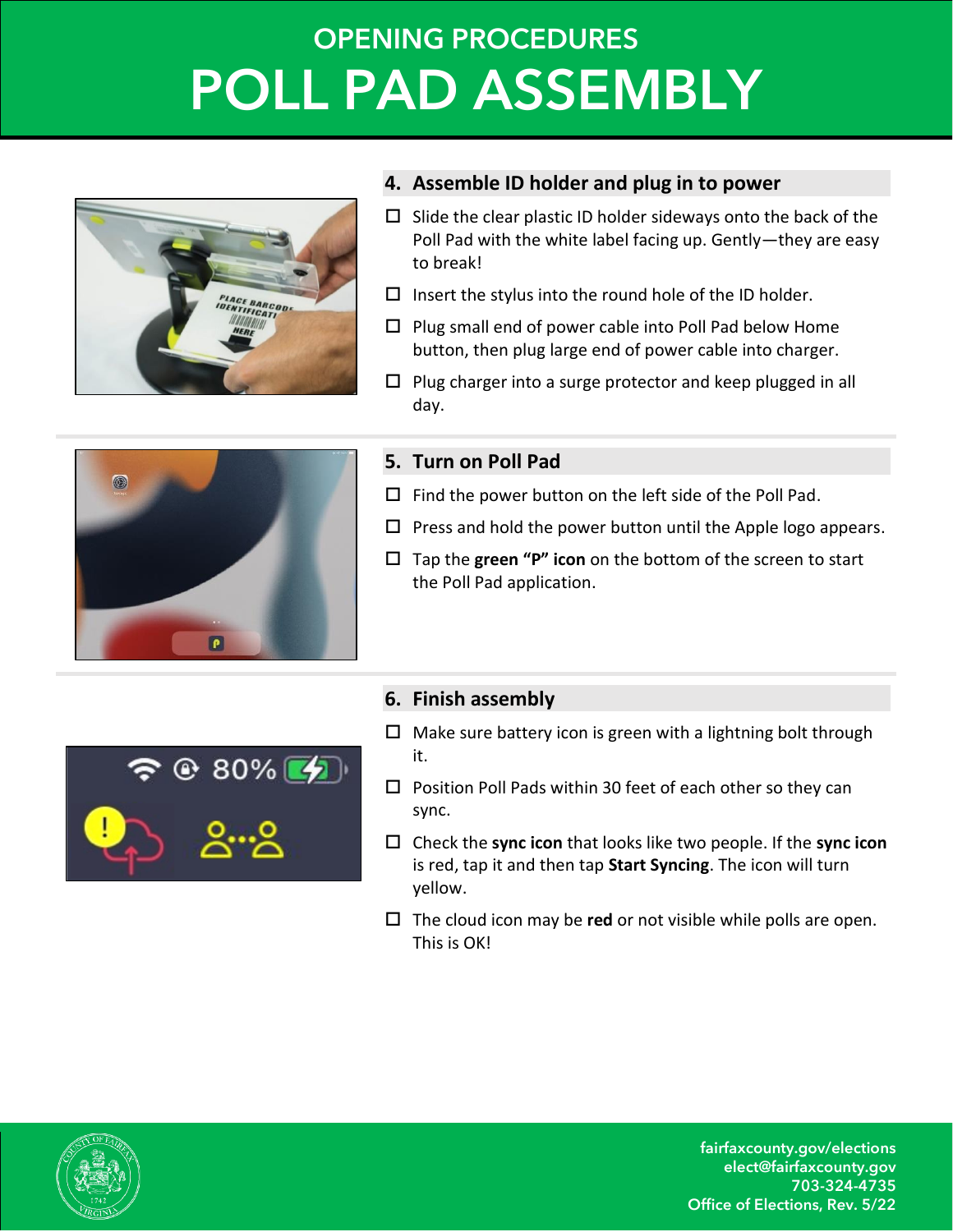# OPENING PROCEDURES

# POLL PAD ASSEMBLY

## 4. Assemble ID holder and plug in to power

- ☐ Slide the clear plastic ID holder sideways onto the back of the Poll Pad with the white label facing up. Gently—they are easy to break!
- ☐ Insert the stylus into the round hole of the ID holder.
- ☐ Plug small end of power cable into Poll Pad below Home button, then plug large end of power cable into charger.
- ☐ Plug charger into a surge protector and keep plugged in all day.

## 5. Turn on Poll Pad

- ☐ Find the power button on the left side of the Poll Pad.
- ☐ Press and hold the power button until the Apple logo appears.
- ☐ Tap the **green "P" icon** on the bottom of the screen to start the Poll Pad application.

## 6. Finish assembly

- ☐ Make sure battery icon is green with a lightning bolt through it.
- ☐ Position Poll Pads within 30 feet of each other so they can sync.
- ☐ Check the **sync icon** that looks like two people. If the **sync icon** is red, tap it and then tap **Start Syncing**. The icon will turn yellow.
- ☐ The cloud icon may be **red** or not visible while polls are open. This is OK!

fairfaxcounty.gov/elections
elect@fairfaxcounty.gov
703-324-4735
Office of Elections, Rev. 5/22